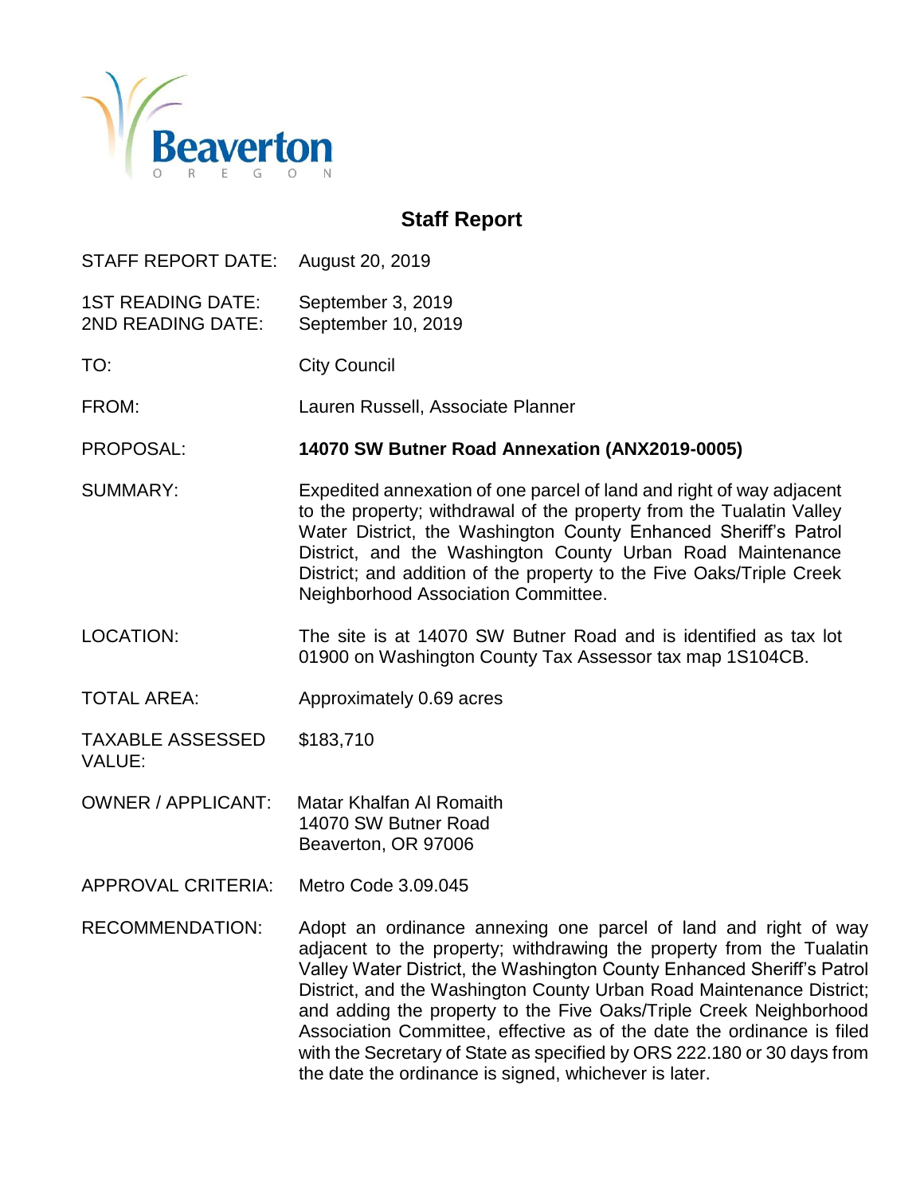Beaverton

OREGON

# Staff Report

| | |
|---|---|
| STAFF REPORT DATE: | August 20, 2019 |
| 1ST READING DATE: | September 3, 2019 |
| 2ND READING DATE: | September 10, 2019 |
| TO: | City Council |
| FROM: | Lauren Russell, Associate Planner |
| PROPOSAL: | **14070 SW Butner Road Annexation (ANX2019-0005)** |
| SUMMARY: | Expedited annexation of one parcel of land and right of way adjacent to the property; withdrawal of the property from the Tualatin Valley Water District, the Washington County Enhanced Sheriff's Patrol District, and the Washington County Urban Road Maintenance District; and addition of the property to the Five Oaks/Triple Creek Neighborhood Association Committee. |
| LOCATION: | The site is at 14070 SW Butner Road and is identified as tax lot 01900 on Washington County Tax Assessor tax map 1S104CB. |
| TOTAL AREA: | Approximately 0.69 acres |
| TAXABLE ASSESSED VALUE: | $183,710 |
| OWNER / APPLICANT: | Matar Khalfan Al Romaith<br>14070 SW Butner Road<br>Beaverton, OR 97006 |
| APPROVAL CRITERIA: | Metro Code 3.09.045 |
| RECOMMENDATION: | Adopt an ordinance annexing one parcel of land and right of way adjacent to the property; withdrawing the property from the Tualatin Valley Water District, the Washington County Enhanced Sheriff's Patrol District, and the Washington County Urban Road Maintenance District; and adding the property to the Five Oaks/Triple Creek Neighborhood Association Committee, effective as of the date the ordinance is filed with the Secretary of State as specified by ORS 222.180 or 30 days from the date the ordinance is signed, whichever is later. |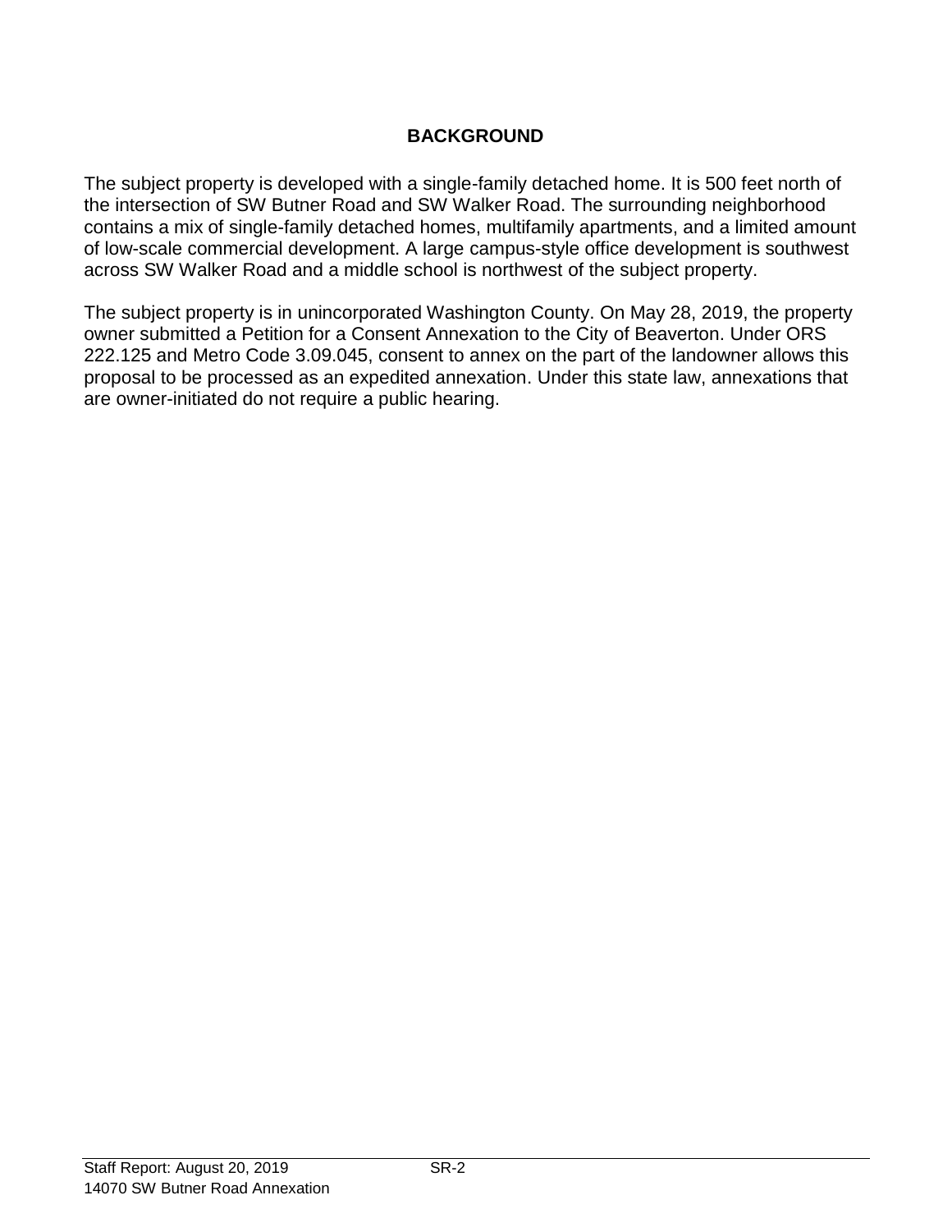## BACKGROUND

The subject property is developed with a single-family detached home. It is 500 feet north of the intersection of SW Butner Road and SW Walker Road. The surrounding neighborhood contains a mix of single-family detached homes, multifamily apartments, and a limited amount of low-scale commercial development. A large campus-style office development is southwest across SW Walker Road and a middle school is northwest of the subject property.

The subject property is in unincorporated Washington County. On May 28, 2019, the property owner submitted a Petition for a Consent Annexation to the City of Beaverton. Under ORS 222.125 and Metro Code 3.09.045, consent to annex on the part of the landowner allows this proposal to be processed as an expedited annexation. Under this state law, annexations that are owner-initiated do not require a public hearing.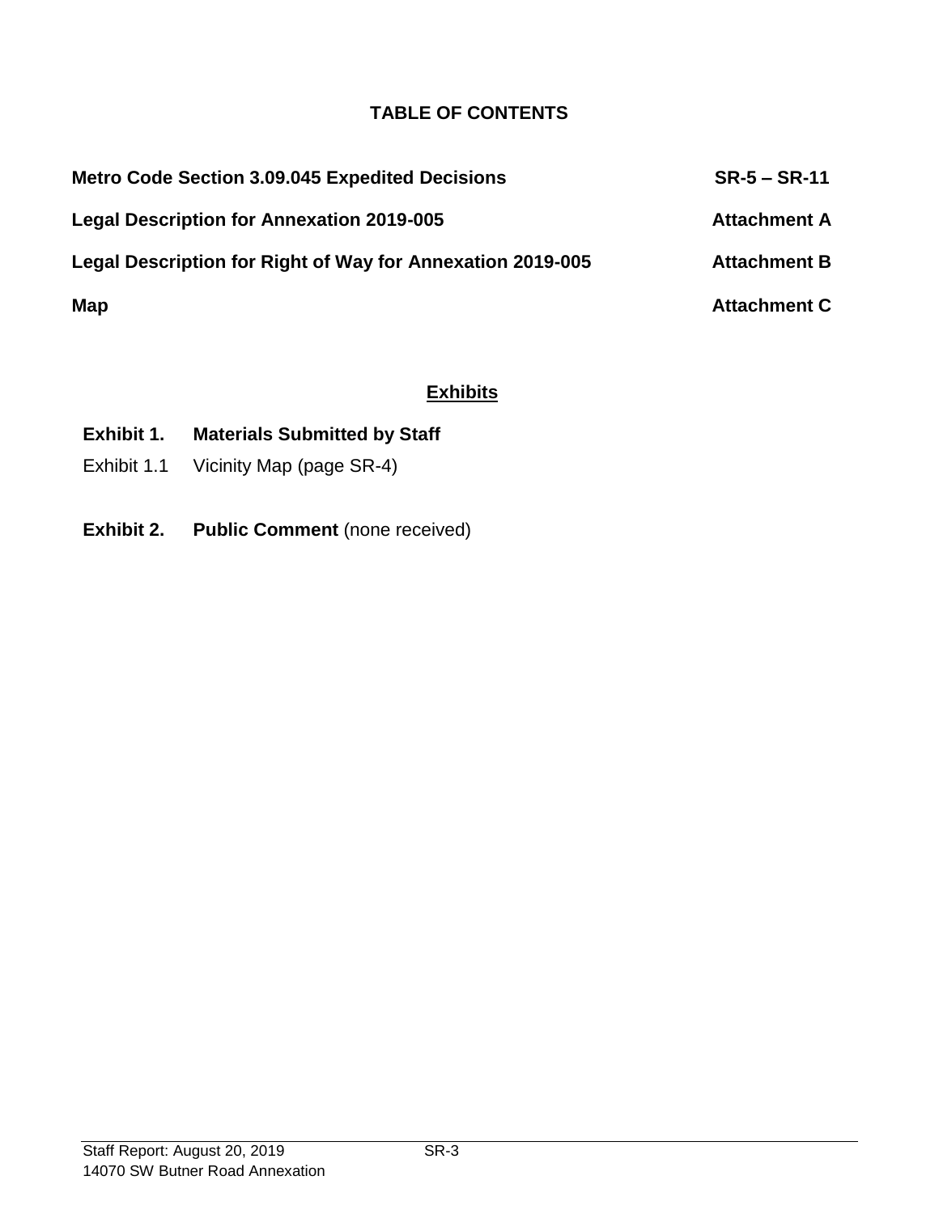# TABLE OF CONTENTS

| | |
|---|---|
| **Metro Code Section 3.09.045 Expedited Decisions** | **SR-5 – SR-11** |
| **Legal Description for Annexation 2019-005** | **Attachment A** |
| **Legal Description for Right of Way for Annexation 2019-005** | **Attachment B** |
| **Map** | **Attachment C** |

## Exhibits

**Exhibit 1. Materials Submitted by Staff**

Exhibit 1.1 Vicinity Map (page SR-4)

**Exhibit 2. Public Comment** (none received)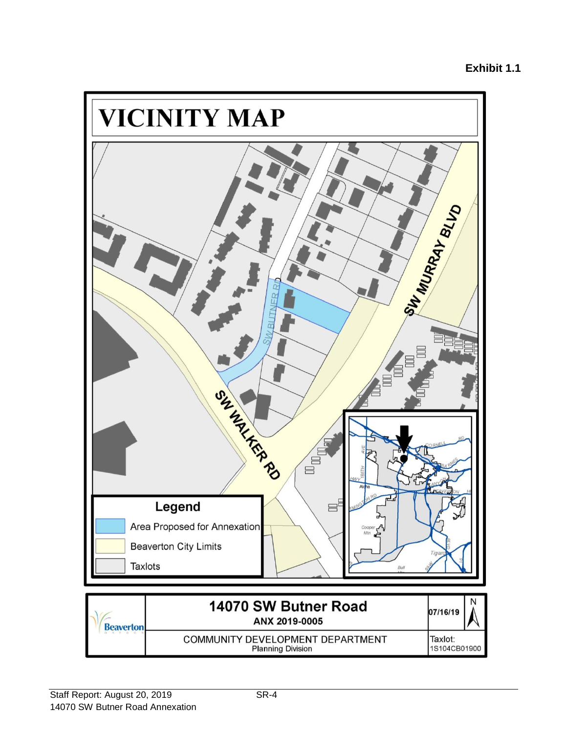**Exhibit 1.1**

# VICINITY MAP

SW MURRAY BLVD

SW BUTNER RD

SW WALKER RD

**Legend**

- Area Proposed for Annexation
- Beaverton City Limits
- Taxlots

| Beaverton | **14070 SW Butner Road** ANX 2019-0005 | 07/16/19 | N |
|---|---|---|---|
| | COMMUNITY DEVELOPMENT DEPARTMENT Planning Division | Taxlot: 1S104CB01900 | |

Staff Report: August 20, 2019 SR-4
14070 SW Butner Road Annexation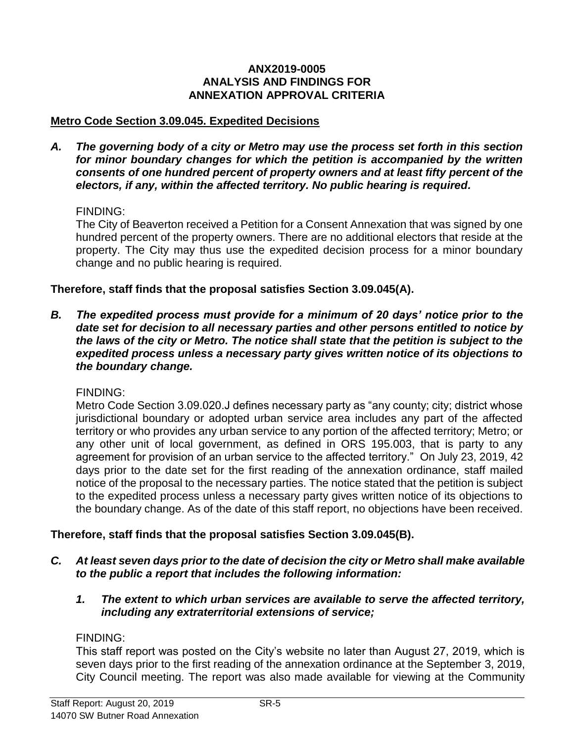**ANX2019-0005**
**ANALYSIS AND FINDINGS FOR**
**ANNEXATION APPROVAL CRITERIA**

**Metro Code Section 3.09.045. Expedited Decisions**

***A. The governing body of a city or Metro may use the process set forth in this section for minor boundary changes for which the petition is accompanied by the written consents of one hundred percent of property owners and at least fifty percent of the electors, if any, within the affected territory. No public hearing is required.***

FINDING:
The City of Beaverton received a Petition for a Consent Annexation that was signed by one hundred percent of the property owners. There are no additional electors that reside at the property. The City may thus use the expedited decision process for a minor boundary change and no public hearing is required.

**Therefore, staff finds that the proposal satisfies Section 3.09.045(A).**

***B. The expedited process must provide for a minimum of 20 days' notice prior to the date set for decision to all necessary parties and other persons entitled to notice by the laws of the city or Metro. The notice shall state that the petition is subject to the expedited process unless a necessary party gives written notice of its objections to the boundary change.***

FINDING:
Metro Code Section 3.09.020.J defines necessary party as "any county; city; district whose jurisdictional boundary or adopted urban service area includes any part of the affected territory or who provides any urban service to any portion of the affected territory; Metro; or any other unit of local government, as defined in ORS 195.003, that is party to any agreement for provision of an urban service to the affected territory." On July 23, 2019, 42 days prior to the date set for the first reading of the annexation ordinance, staff mailed notice of the proposal to the necessary parties. The notice stated that the petition is subject to the expedited process unless a necessary party gives written notice of its objections to the boundary change. As of the date of this staff report, no objections have been received.

**Therefore, staff finds that the proposal satisfies Section 3.09.045(B).**

***C. At least seven days prior to the date of decision the city or Metro shall make available to the public a report that includes the following information:***

***1. The extent to which urban services are available to serve the affected territory, including any extraterritorial extensions of service;***

FINDING:
This staff report was posted on the City's website no later than August 27, 2019, which is seven days prior to the first reading of the annexation ordinance at the September 3, 2019, City Council meeting. The report was also made available for viewing at the Community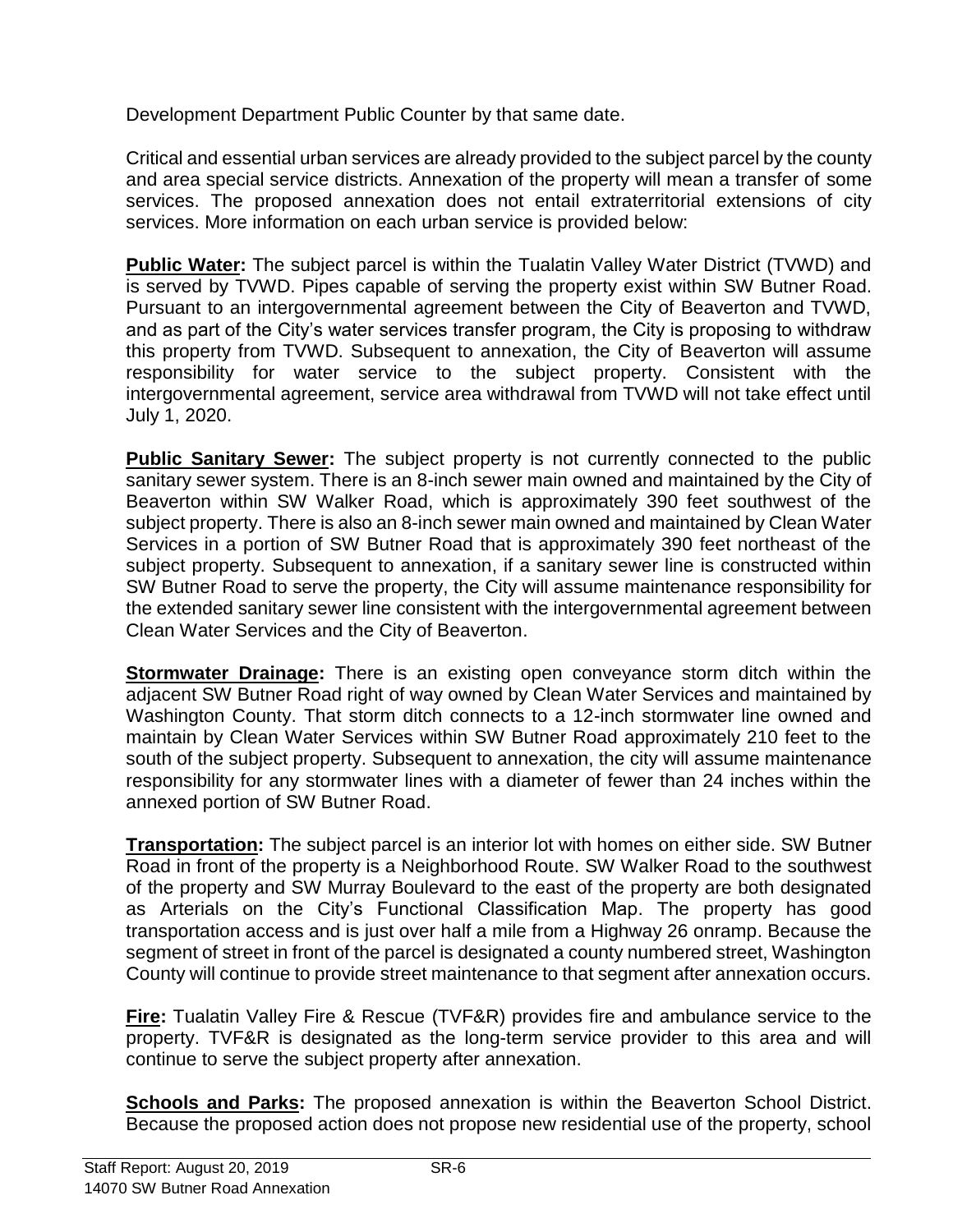Development Department Public Counter by that same date.

Critical and essential urban services are already provided to the subject parcel by the county and area special service districts. Annexation of the property will mean a transfer of some services. The proposed annexation does not entail extraterritorial extensions of city services. More information on each urban service is provided below:

**Public Water:** The subject parcel is within the Tualatin Valley Water District (TVWD) and is served by TVWD. Pipes capable of serving the property exist within SW Butner Road. Pursuant to an intergovernmental agreement between the City of Beaverton and TVWD, and as part of the City's water services transfer program, the City is proposing to withdraw this property from TVWD. Subsequent to annexation, the City of Beaverton will assume responsibility for water service to the subject property. Consistent with the intergovernmental agreement, service area withdrawal from TVWD will not take effect until July 1, 2020.

**Public Sanitary Sewer:** The subject property is not currently connected to the public sanitary sewer system. There is an 8-inch sewer main owned and maintained by the City of Beaverton within SW Walker Road, which is approximately 390 feet southwest of the subject property. There is also an 8-inch sewer main owned and maintained by Clean Water Services in a portion of SW Butner Road that is approximately 390 feet northeast of the subject property. Subsequent to annexation, if a sanitary sewer line is constructed within SW Butner Road to serve the property, the City will assume maintenance responsibility for the extended sanitary sewer line consistent with the intergovernmental agreement between Clean Water Services and the City of Beaverton.

**Stormwater Drainage:** There is an existing open conveyance storm ditch within the adjacent SW Butner Road right of way owned by Clean Water Services and maintained by Washington County. That storm ditch connects to a 12-inch stormwater line owned and maintain by Clean Water Services within SW Butner Road approximately 210 feet to the south of the subject property. Subsequent to annexation, the city will assume maintenance responsibility for any stormwater lines with a diameter of fewer than 24 inches within the annexed portion of SW Butner Road.

**Transportation:** The subject parcel is an interior lot with homes on either side. SW Butner Road in front of the property is a Neighborhood Route. SW Walker Road to the southwest of the property and SW Murray Boulevard to the east of the property are both designated as Arterials on the City's Functional Classification Map. The property has good transportation access and is just over half a mile from a Highway 26 onramp. Because the segment of street in front of the parcel is designated a county numbered street, Washington County will continue to provide street maintenance to that segment after annexation occurs.

**Fire:** Tualatin Valley Fire & Rescue (TVF&R) provides fire and ambulance service to the property. TVF&R is designated as the long-term service provider to this area and will continue to serve the subject property after annexation.

**Schools and Parks:** The proposed annexation is within the Beaverton School District. Because the proposed action does not propose new residential use of the property, school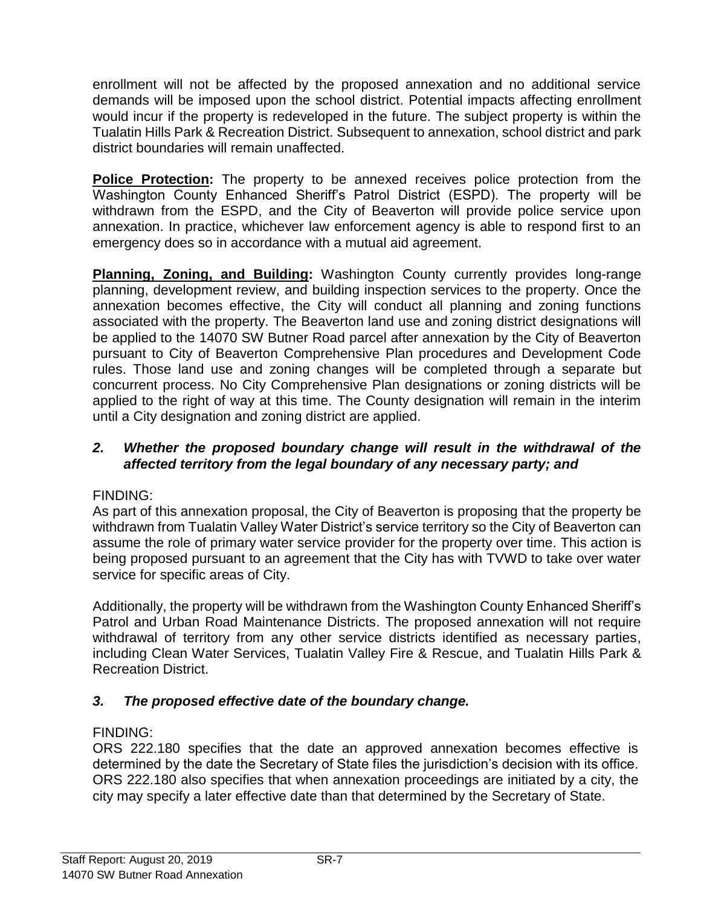enrollment will not be affected by the proposed annexation and no additional service demands will be imposed upon the school district. Potential impacts affecting enrollment would incur if the property is redeveloped in the future. The subject property is within the Tualatin Hills Park & Recreation District. Subsequent to annexation, school district and park district boundaries will remain unaffected.

**Police Protection:** The property to be annexed receives police protection from the Washington County Enhanced Sheriff's Patrol District (ESPD). The property will be withdrawn from the ESPD, and the City of Beaverton will provide police service upon annexation. In practice, whichever law enforcement agency is able to respond first to an emergency does so in accordance with a mutual aid agreement.

**Planning, Zoning, and Building:** Washington County currently provides long-range planning, development review, and building inspection services to the property. Once the annexation becomes effective, the City will conduct all planning and zoning functions associated with the property. The Beaverton land use and zoning district designations will be applied to the 14070 SW Butner Road parcel after annexation by the City of Beaverton pursuant to City of Beaverton Comprehensive Plan procedures and Development Code rules. Those land use and zoning changes will be completed through a separate but concurrent process. No City Comprehensive Plan designations or zoning districts will be applied to the right of way at this time. The County designation will remain in the interim until a City designation and zoning district are applied.

***2. Whether the proposed boundary change will result in the withdrawal of the affected territory from the legal boundary of any necessary party; and***

FINDING:
As part of this annexation proposal, the City of Beaverton is proposing that the property be withdrawn from Tualatin Valley Water District's service territory so the City of Beaverton can assume the role of primary water service provider for the property over time. This action is being proposed pursuant to an agreement that the City has with TVWD to take over water service for specific areas of City.

Additionally, the property will be withdrawn from the Washington County Enhanced Sheriff's Patrol and Urban Road Maintenance Districts. The proposed annexation will not require withdrawal of territory from any other service districts identified as necessary parties, including Clean Water Services, Tualatin Valley Fire & Rescue, and Tualatin Hills Park & Recreation District.

***3. The proposed effective date of the boundary change.***

FINDING:
ORS 222.180 specifies that the date an approved annexation becomes effective is determined by the date the Secretary of State files the jurisdiction's decision with its office. ORS 222.180 also specifies that when annexation proceedings are initiated by a city, the city may specify a later effective date than that determined by the Secretary of State.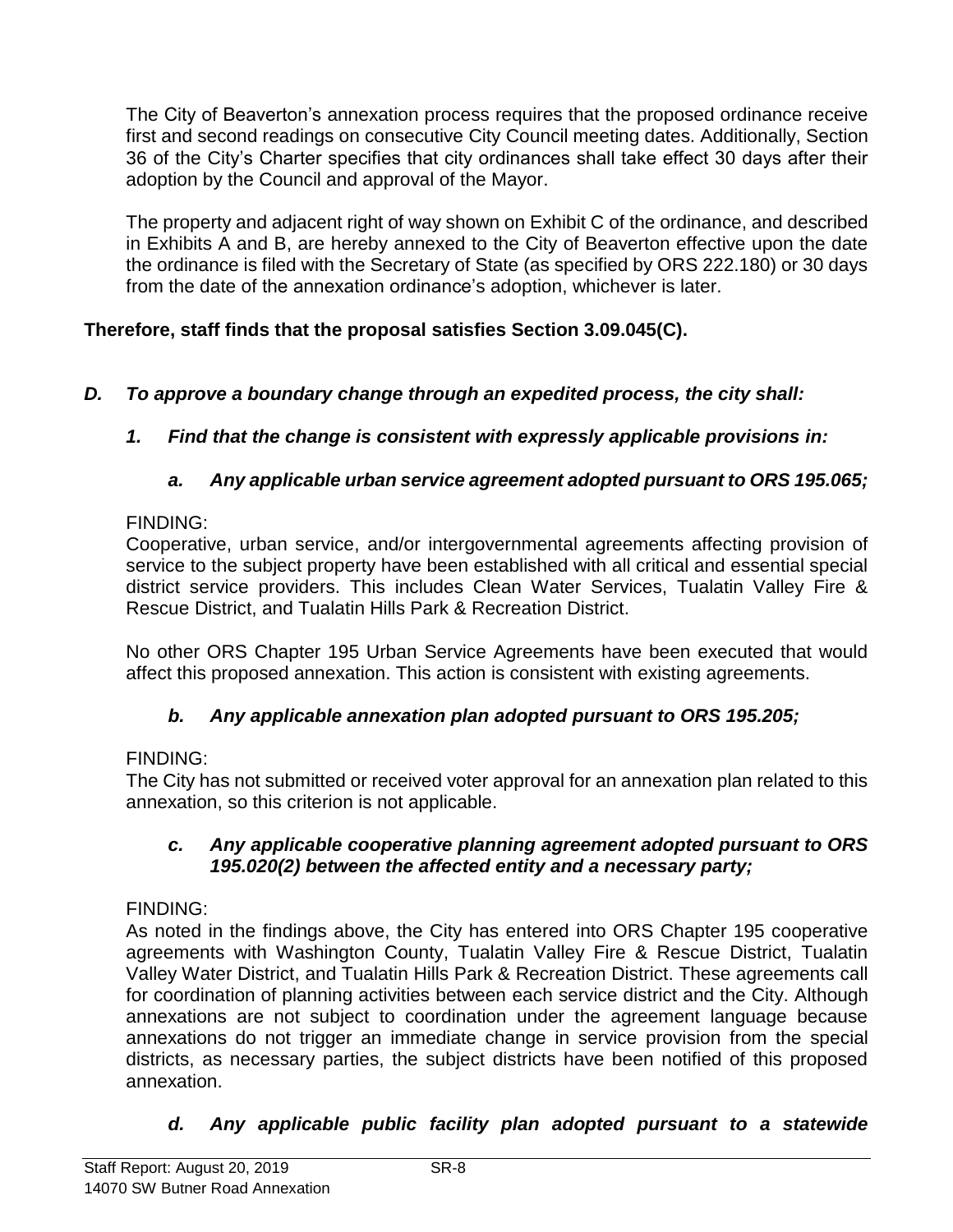The City of Beaverton's annexation process requires that the proposed ordinance receive first and second readings on consecutive City Council meeting dates. Additionally, Section 36 of the City's Charter specifies that city ordinances shall take effect 30 days after their adoption by the Council and approval of the Mayor.

The property and adjacent right of way shown on Exhibit C of the ordinance, and described in Exhibits A and B, are hereby annexed to the City of Beaverton effective upon the date the ordinance is filed with the Secretary of State (as specified by ORS 222.180) or 30 days from the date of the annexation ordinance's adoption, whichever is later.

**Therefore, staff finds that the proposal satisfies Section 3.09.045(C).**

***D. To approve a boundary change through an expedited process, the city shall:***

***1. Find that the change is consistent with expressly applicable provisions in:***

***a. Any applicable urban service agreement adopted pursuant to ORS 195.065;***

FINDING:
Cooperative, urban service, and/or intergovernmental agreements affecting provision of service to the subject property have been established with all critical and essential special district service providers. This includes Clean Water Services, Tualatin Valley Fire & Rescue District, and Tualatin Hills Park & Recreation District.

No other ORS Chapter 195 Urban Service Agreements have been executed that would affect this proposed annexation. This action is consistent with existing agreements.

***b. Any applicable annexation plan adopted pursuant to ORS 195.205;***

FINDING:
The City has not submitted or received voter approval for an annexation plan related to this annexation, so this criterion is not applicable.

***c. Any applicable cooperative planning agreement adopted pursuant to ORS 195.020(2) between the affected entity and a necessary party;***

FINDING:
As noted in the findings above, the City has entered into ORS Chapter 195 cooperative agreements with Washington County, Tualatin Valley Fire & Rescue District, Tualatin Valley Water District, and Tualatin Hills Park & Recreation District. These agreements call for coordination of planning activities between each service district and the City. Although annexations are not subject to coordination under the agreement language because annexations do not trigger an immediate change in service provision from the special districts, as necessary parties, the subject districts have been notified of this proposed annexation.

***d. Any applicable public facility plan adopted pursuant to a statewide***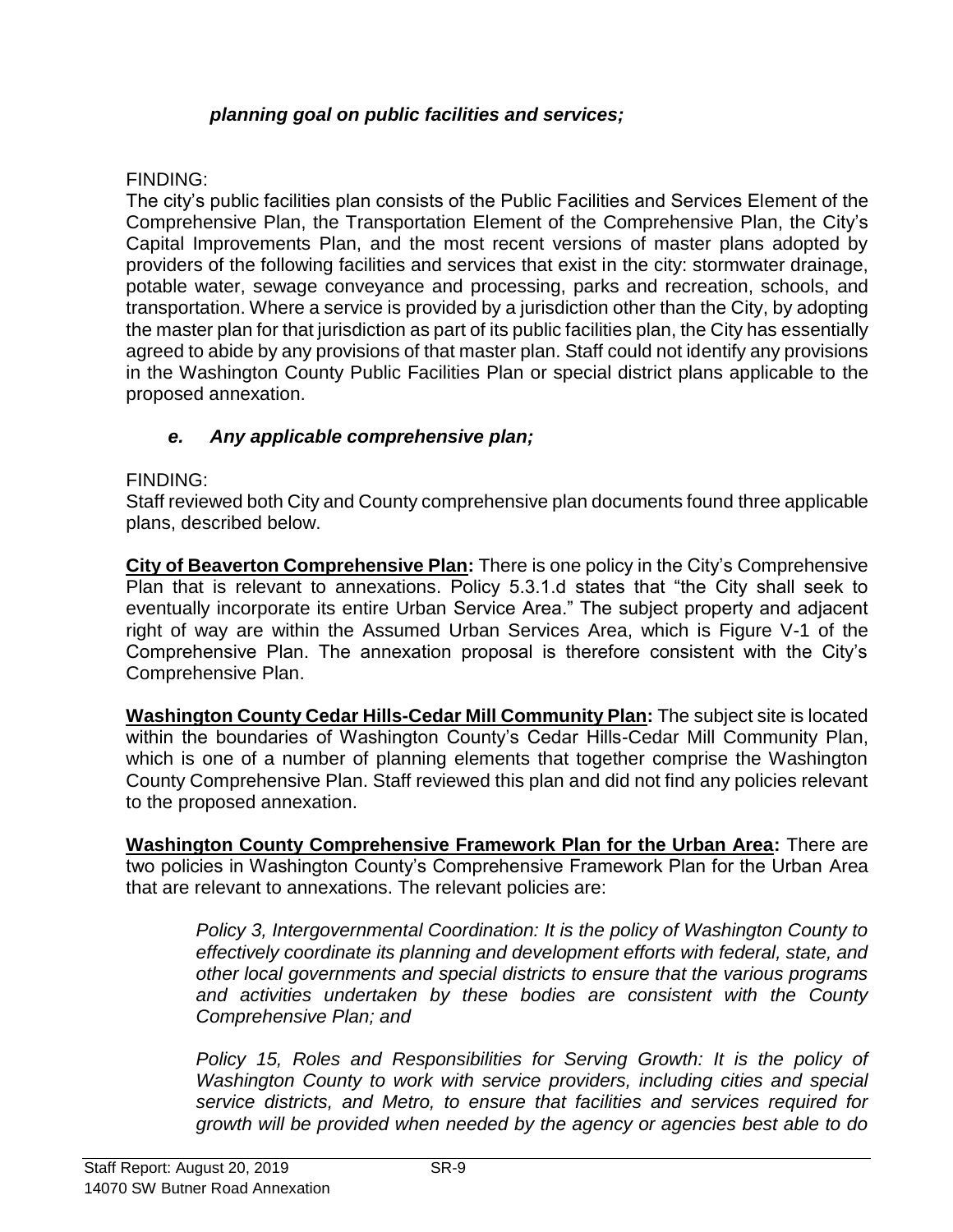*planning goal on public facilities and services;*

FINDING:
The city's public facilities plan consists of the Public Facilities and Services Element of the Comprehensive Plan, the Transportation Element of the Comprehensive Plan, the City's Capital Improvements Plan, and the most recent versions of master plans adopted by providers of the following facilities and services that exist in the city: stormwater drainage, potable water, sewage conveyance and processing, parks and recreation, schools, and transportation. Where a service is provided by a jurisdiction other than the City, by adopting the master plan for that jurisdiction as part of its public facilities plan, the City has essentially agreed to abide by any provisions of that master plan. Staff could not identify any provisions in the Washington County Public Facilities Plan or special district plans applicable to the proposed annexation.

***e. Any applicable comprehensive plan;***

FINDING:
Staff reviewed both City and County comprehensive plan documents found three applicable plans, described below.

**City of Beaverton Comprehensive Plan:** There is one policy in the City's Comprehensive Plan that is relevant to annexations. Policy 5.3.1.d states that "the City shall seek to eventually incorporate its entire Urban Service Area." The subject property and adjacent right of way are within the Assumed Urban Services Area, which is Figure V-1 of the Comprehensive Plan. The annexation proposal is therefore consistent with the City's Comprehensive Plan.

**Washington County Cedar Hills-Cedar Mill Community Plan:** The subject site is located within the boundaries of Washington County's Cedar Hills-Cedar Mill Community Plan, which is one of a number of planning elements that together comprise the Washington County Comprehensive Plan. Staff reviewed this plan and did not find any policies relevant to the proposed annexation.

**Washington County Comprehensive Framework Plan for the Urban Area:** There are two policies in Washington County's Comprehensive Framework Plan for the Urban Area that are relevant to annexations. The relevant policies are:

> *Policy 3, Intergovernmental Coordination: It is the policy of Washington County to effectively coordinate its planning and development efforts with federal, state, and other local governments and special districts to ensure that the various programs and activities undertaken by these bodies are consistent with the County Comprehensive Plan; and*
>
> *Policy 15, Roles and Responsibilities for Serving Growth: It is the policy of Washington County to work with service providers, including cities and special service districts, and Metro, to ensure that facilities and services required for growth will be provided when needed by the agency or agencies best able to do*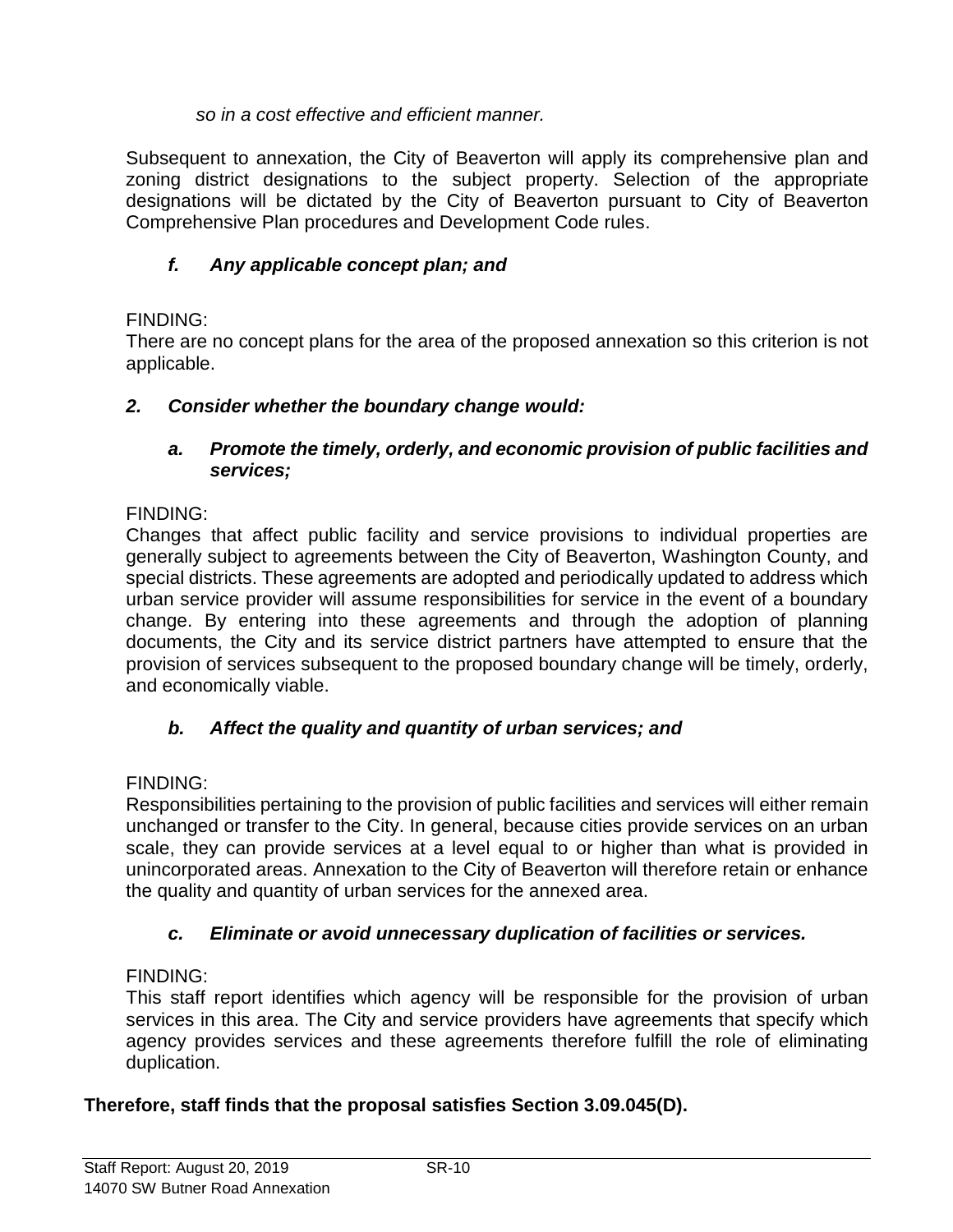*so in a cost effective and efficient manner.*

Subsequent to annexation, the City of Beaverton will apply its comprehensive plan and zoning district designations to the subject property. Selection of the appropriate designations will be dictated by the City of Beaverton pursuant to City of Beaverton Comprehensive Plan procedures and Development Code rules.

***f. Any applicable concept plan; and***

FINDING:
There are no concept plans for the area of the proposed annexation so this criterion is not applicable.

***2. Consider whether the boundary change would:***

***a. Promote the timely, orderly, and economic provision of public facilities and services;***

FINDING:
Changes that affect public facility and service provisions to individual properties are generally subject to agreements between the City of Beaverton, Washington County, and special districts. These agreements are adopted and periodically updated to address which urban service provider will assume responsibilities for service in the event of a boundary change. By entering into these agreements and through the adoption of planning documents, the City and its service district partners have attempted to ensure that the provision of services subsequent to the proposed boundary change will be timely, orderly, and economically viable.

***b. Affect the quality and quantity of urban services; and***

FINDING:
Responsibilities pertaining to the provision of public facilities and services will either remain unchanged or transfer to the City. In general, because cities provide services on an urban scale, they can provide services at a level equal to or higher than what is provided in unincorporated areas. Annexation to the City of Beaverton will therefore retain or enhance the quality and quantity of urban services for the annexed area.

***c. Eliminate or avoid unnecessary duplication of facilities or services.***

FINDING:
This staff report identifies which agency will be responsible for the provision of urban services in this area. The City and service providers have agreements that specify which agency provides services and these agreements therefore fulfill the role of eliminating duplication.

**Therefore, staff finds that the proposal satisfies Section 3.09.045(D).**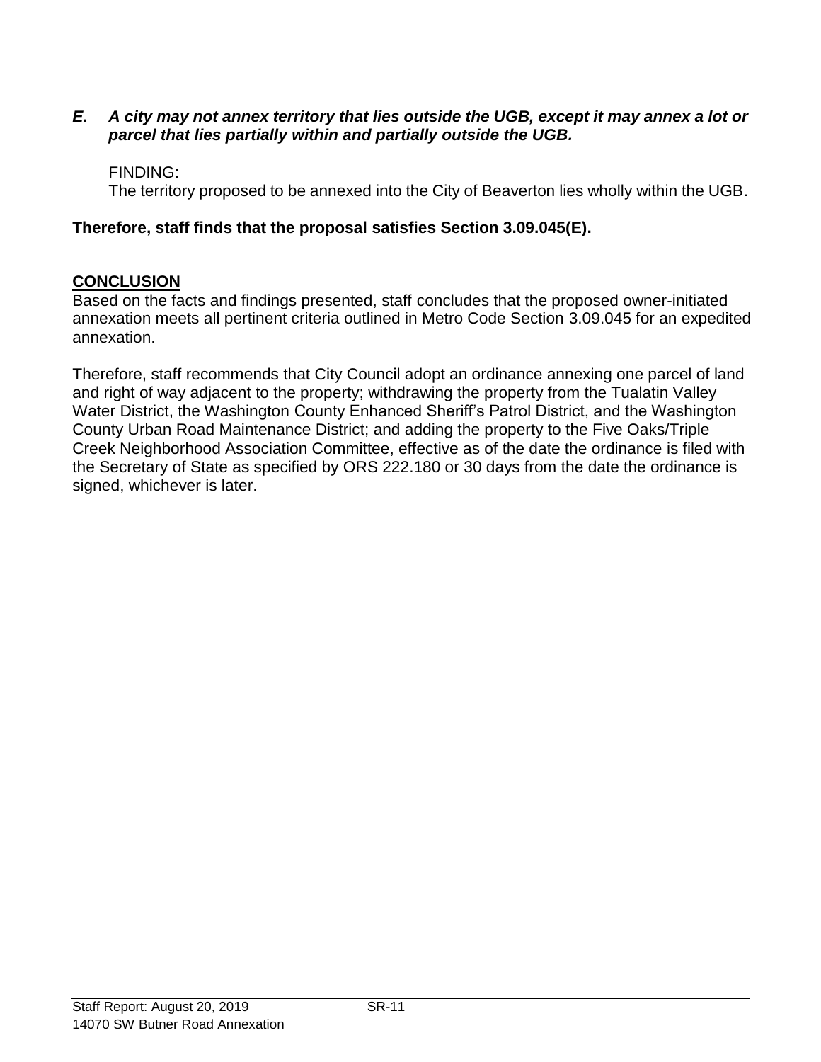***E. A city may not annex territory that lies outside the UGB, except it may annex a lot or parcel that lies partially within and partially outside the UGB.***

FINDING:
The territory proposed to be annexed into the City of Beaverton lies wholly within the UGB.

**Therefore, staff finds that the proposal satisfies Section 3.09.045(E).**

## CONCLUSION

Based on the facts and findings presented, staff concludes that the proposed owner-initiated annexation meets all pertinent criteria outlined in Metro Code Section 3.09.045 for an expedited annexation.

Therefore, staff recommends that City Council adopt an ordinance annexing one parcel of land and right of way adjacent to the property; withdrawing the property from the Tualatin Valley Water District, the Washington County Enhanced Sheriff's Patrol District, and the Washington County Urban Road Maintenance District; and adding the property to the Five Oaks/Triple Creek Neighborhood Association Committee, effective as of the date the ordinance is filed with the Secretary of State as specified by ORS 222.180 or 30 days from the date the ordinance is signed, whichever is later.